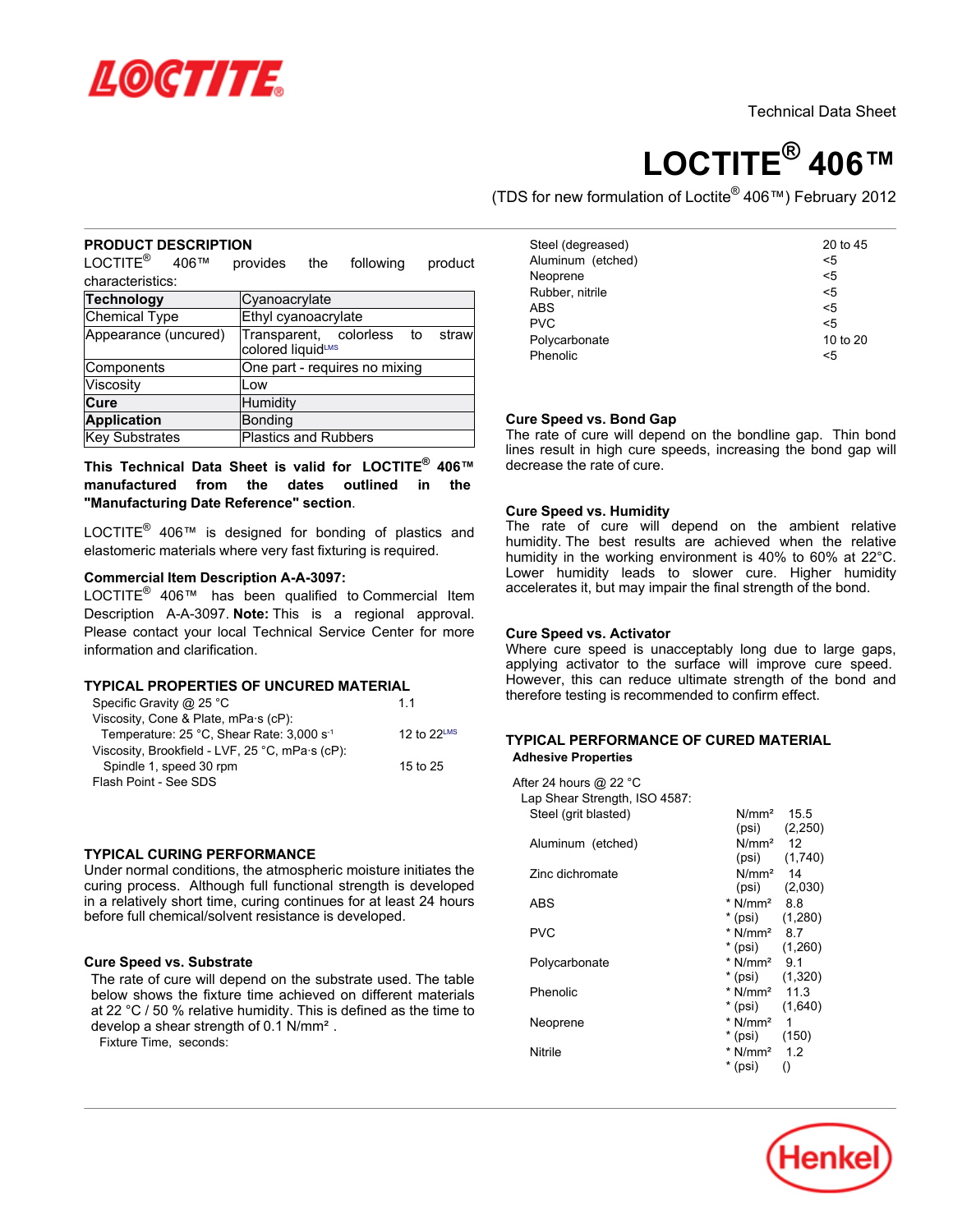# LOCTITE® 406™

Technical Data Sheet

(TDS for new formulation of Loctite® 406™) February 2012

## PRODUCT DESCRIPTION

LOCTITE® 406™ provides the following product characteristics:

| | |
|---|---|
| **Technology** | Cyanoacrylate |
| Chemical Type | Ethyl cyanoacrylate |
| Appearance (uncured) | Transparent, colorless to straw colored liquid[LMS] |
| Components | One part - requires no mixing |
| Viscosity | Low |
| **Cure** | Humidity |
| **Application** | Bonding |
| Key Substrates | Plastics and Rubbers |

**This Technical Data Sheet is valid for LOCTITE® 406™ manufactured from the dates outlined in the "Manufacturing Date Reference" section.**

LOCTITE® 406™ is designed for bonding of plastics and elastomeric materials where very fast fixturing is required.

**Commercial Item Description A-A-3097:**
LOCTITE® 406™ has been qualified to Commercial Item Description A-A-3097. **Note:** This is a regional approval. Please contact your local Technical Service Center for more information and clarification.

## TYPICAL PROPERTIES OF UNCURED MATERIAL

| | |
|---|---|
| Specific Gravity @ 25 °C | 1.1 |
| Viscosity, Cone & Plate, mPa·s (cP): | |
| Temperature: 25 °C, Shear Rate: 3,000 $s^{-1}$ | 12 to 22[LMS] |
| Viscosity, Brookfield - LVF, 25 °C, mPa·s (cP): | |
| Spindle 1, speed 30 rpm | 15 to 25 |
| Flash Point - See SDS | |

## TYPICAL CURING PERFORMANCE

Under normal conditions, the atmospheric moisture initiates the curing process. Although full functional strength is developed in a relatively short time, curing continues for at least 24 hours before full chemical/solvent resistance is developed.

### Cure Speed vs. Substrate

The rate of cure will depend on the substrate used. The table below shows the fixture time achieved on different materials at 22 °C / 50 % relative humidity. This is defined as the time to develop a shear strength of 0.1 N/mm².

Fixture Time, seconds:

| | |
|---|---|
| Steel (degreased) | 20 to 45 |
| Aluminum (etched) | <5 |
| Neoprene | <5 |
| Rubber, nitrile | <5 |
| ABS | <5 |
| PVC | <5 |
| Polycarbonate | 10 to 20 |
| Phenolic | <5 |

### Cure Speed vs. Bond Gap

The rate of cure will depend on the bondline gap. Thin bond lines result in high cure speeds, increasing the bond gap will decrease the rate of cure.

### Cure Speed vs. Humidity

The rate of cure will depend on the ambient relative humidity. The best results are achieved when the relative humidity in the working environment is 40% to 60% at 22°C. Lower humidity leads to slower cure. Higher humidity accelerates it, but may impair the final strength of the bond.

### Cure Speed vs. Activator

Where cure speed is unacceptably long due to large gaps, applying activator to the surface will improve cure speed. However, this can reduce ultimate strength of the bond and therefore testing is recommended to confirm effect.

## TYPICAL PERFORMANCE OF CURED MATERIAL

### Adhesive Properties

After 24 hours @ 22 °C

Lap Shear Strength, ISO 4587:

| | | |
|---|---|---|
| Steel (grit blasted) | N/mm² | 15.5 |
| | (psi) | (2,250) |
| Aluminum (etched) | N/mm² | 12 |
| | (psi) | (1,740) |
| Zinc dichromate | N/mm² | 14 |
| | (psi) | (2,030) |
| ABS | * N/mm² | 8.8 |
| | * (psi) | (1,280) |
| PVC | * N/mm² | 8.7 |
| | * (psi) | (1,260) |
| Polycarbonate | * N/mm² | 9.1 |
| | * (psi) | (1,320) |
| Phenolic | * N/mm² | 11.3 |
| | * (psi) | (1,640) |
| Neoprene | * N/mm² | 1 |
| | * (psi) | (150) |
| Nitrile | * N/mm² | 1.2 |
| | * (psi) | () |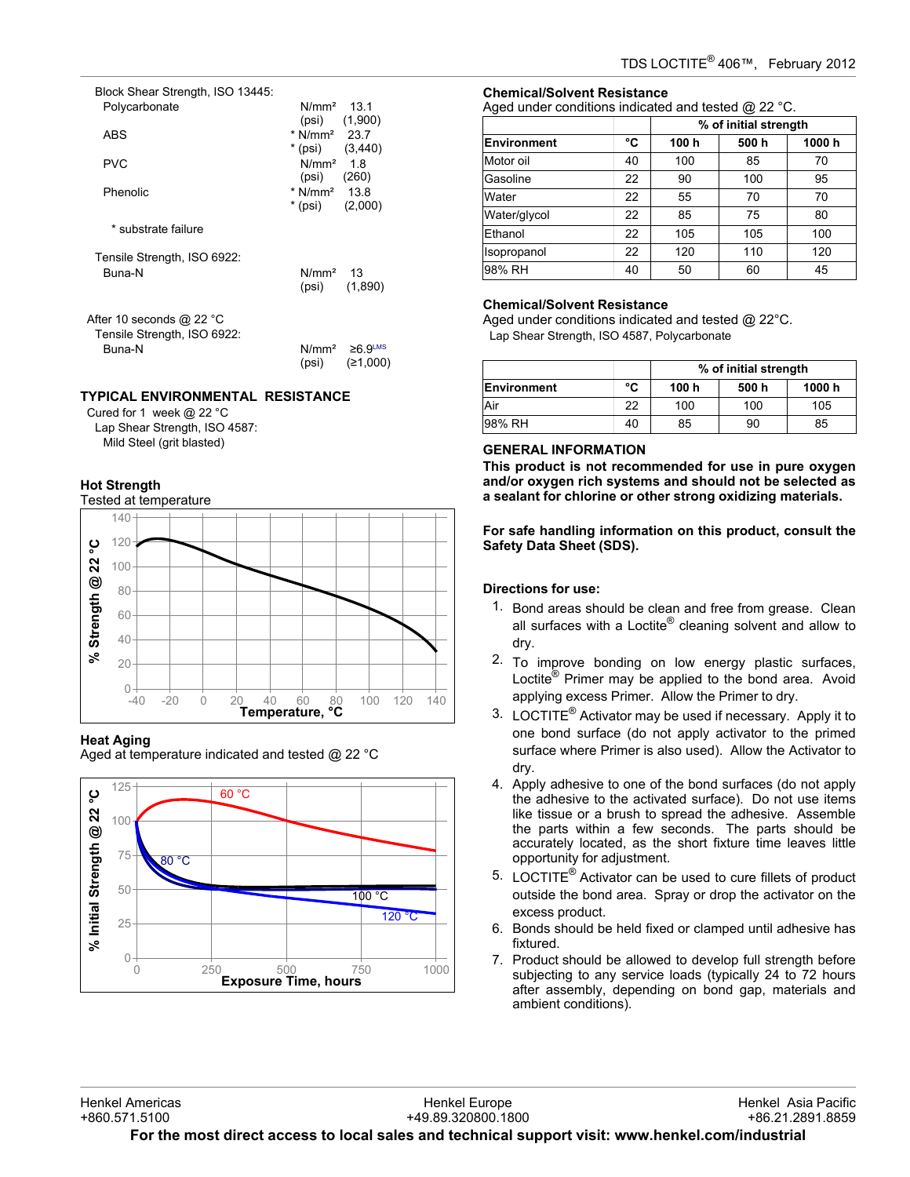Block Shear Strength, ISO 13445:

| | | |
|---|---|---|
| Polycarbonate | N/mm² | 13.1 |
| | (psi) | (1,900) |
| ABS | * N/mm² | 23.7 |
| | * (psi) | (3,440) |
| PVC | N/mm² | 1.8 |
| | (psi) | (260) |
| Phenolic | * N/mm² | 13.8 |
| | * (psi) | (2,000) |

* substrate failure

Tensile Strength, ISO 6922:

| | | |
|---|---|---|
| Buna-N | N/mm² | 13 |
| | (psi) | (1,890) |

After 10 seconds @ 22 °C

Tensile Strength, ISO 6922:

| | | |
|---|---|---|
| Buna-N | N/mm² | ≥6.9[LMS] |
| | (psi) | (≥1,000) |

## TYPICAL ENVIRONMENTAL RESISTANCE

Cured for 1 week @ 22 °C

Lap Shear Strength, ISO 4587:

Mild Steel (grit blasted)

### Hot Strength

Tested at temperature

% Strength @ 22 °C

140
120
100
80
60
40
20
0

-40 -20 0 20 40 60 80 100 120 140

Temperature, °C

### Heat Aging

Aged at temperature indicated and tested @ 22 °C

% Initial Strength @ 22 °C

125
100
75
50
25
0

0 250 500 750 1000

Exposure Time, hours

60 °C
80 °C
100 °C
120 °C

### Chemical/Solvent Resistance

Aged under conditions indicated and tested @ 22 °C.

| | | % of initial strength | | |
|---|---|---|---|---|
| **Environment** | **°C** | **100 h** | **500 h** | **1000 h** |
| Motor oil | 40 | 100 | 85 | 70 |
| Gasoline | 22 | 90 | 100 | 95 |
| Water | 22 | 55 | 70 | 70 |
| Water/glycol | 22 | 85 | 75 | 80 |
| Ethanol | 22 | 105 | 105 | 100 |
| Isopropanol | 22 | 120 | 110 | 120 |
| 98% RH | 40 | 50 | 60 | 45 |

### Chemical/Solvent Resistance

Aged under conditions indicated and tested @ 22°C.

Lap Shear Strength, ISO 4587, Polycarbonate

| | | % of initial strength | | |
|---|---|---|---|---|
| **Environment** | **°C** | **100 h** | **500 h** | **1000 h** |
| Air | 22 | 100 | 100 | 105 |
| 98% RH | 40 | 85 | 90 | 85 |

## GENERAL INFORMATION

**This product is not recommended for use in pure oxygen and/or oxygen rich systems and should not be selected as a sealant for chlorine or other strong oxidizing materials.**

**For safe handling information on this product, consult the Safety Data Sheet (SDS).**

### Directions for use:

1. Bond areas should be clean and free from grease. Clean all surfaces with a Loctite® cleaning solvent and allow to dry.
2. To improve bonding on low energy plastic surfaces, Loctite® Primer may be applied to the bond area. Avoid applying excess Primer. Allow the Primer to dry.
3. LOCTITE® Activator may be used if necessary. Apply it to one bond surface (do not apply activator to the primed surface where Primer is also used). Allow the Activator to dry.
4. Apply adhesive to one of the bond surfaces (do not apply the adhesive to the activated surface). Do not use items like tissue or a brush to spread the adhesive. Assemble the parts within a few seconds. The parts should be accurately located, as the short fixture time leaves little opportunity for adjustment.
5. LOCTITE® Activator can be used to cure fillets of product outside the bond area. Spray or drop the activator on the excess product.
6. Bonds should be held fixed or clamped until adhesive has fixtured.
7. Product should be allowed to develop full strength before subjecting to any service loads (typically 24 to 72 hours after assembly, depending on bond gap, materials and ambient conditions).

Henkel Americas
+860.571.5100

Henkel Europe
+49.89.320800.1800

Henkel Asia Pacific
+86.21.2891.8859

**For the most direct access to local sales and technical support visit: www.henkel.com/industrial**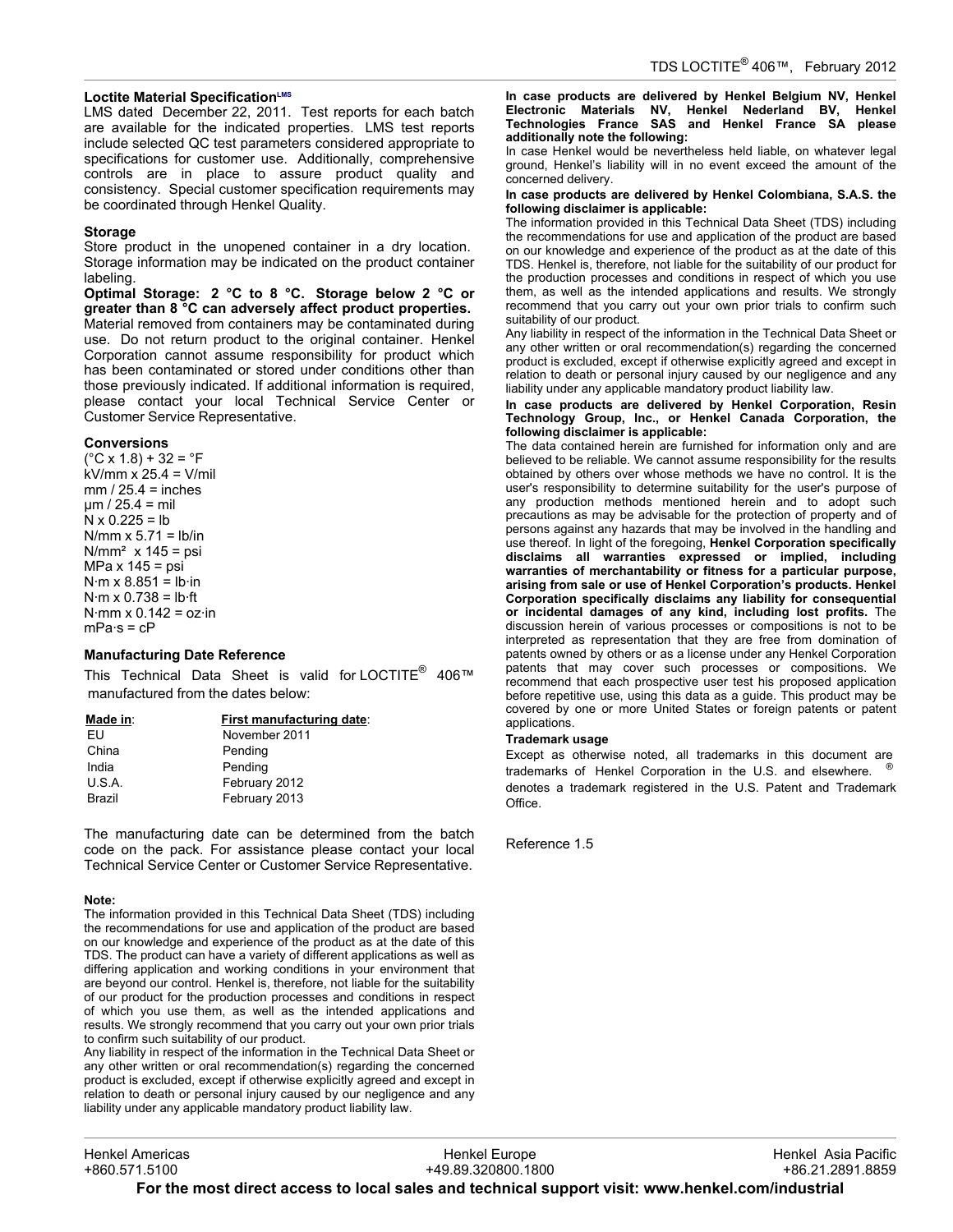### Loctite Material Specification[LMS]

LMS dated December 22, 2011. Test reports for each batch are available for the indicated properties. LMS test reports include selected QC test parameters considered appropriate to specifications for customer use. Additionally, comprehensive controls are in place to assure product quality and consistency. Special customer specification requirements may be coordinated through Henkel Quality.

### Storage

Store product in the unopened container in a dry location. Storage information may be indicated on the product container labeling.

**Optimal Storage: 2 °C to 8 °C. Storage below 2 °C or greater than 8 °C can adversely affect product properties.** Material removed from containers may be contaminated during use. Do not return product to the original container. Henkel Corporation cannot assume responsibility for product which has been contaminated or stored under conditions other than those previously indicated. If additional information is required, please contact your local Technical Service Center or Customer Service Representative.

### Conversions

(°C x 1.8) + 32 = °F
kV/mm x 25.4 = V/mil
mm / 25.4 = inches
µm / 25.4 = mil
N x 0.225 = lb
N/mm x 5.71 = lb/in
N/mm² x 145 = psi
MPa x 145 = psi
N·m x 8.851 = lb·in
N·m x 0.738 = lb·ft
N·mm x 0.142 = oz·in
mPa·s = cP

### Manufacturing Date Reference

This Technical Data Sheet is valid for LOCTITE® 406™ manufactured from the dates below:

| Made in: | First manufacturing date: |
|---|---|
| EU | November 2011 |
| China | Pending |
| India | Pending |
| U.S.A. | February 2012 |
| Brazil | February 2013 |

The manufacturing date can be determined from the batch code on the pack. For assistance please contact your local Technical Service Center or Customer Service Representative.

**Note:**

The information provided in this Technical Data Sheet (TDS) including the recommendations for use and application of the product are based on our knowledge and experience of the product as at the date of this TDS. The product can have a variety of different applications as well as differing application and working conditions in your environment that are beyond our control. Henkel is, therefore, not liable for the suitability of our product for the production processes and conditions in respect of which you use them, as well as the intended applications and results. We strongly recommend that you carry out your own prior trials to confirm such suitability of our product.

Any liability in respect of the information in the Technical Data Sheet or any other written or oral recommendation(s) regarding the concerned product is excluded, except if otherwise explicitly agreed and except in relation to death or personal injury caused by our negligence and any liability under any applicable mandatory product liability law.

**In case products are delivered by Henkel Belgium NV, Henkel Electronic Materials NV, Henkel Nederland BV, Henkel Technologies France SAS and Henkel France SA please additionally note the following:**

In case Henkel would be nevertheless held liable, on whatever legal ground, Henkel's liability will in no event exceed the amount of the concerned delivery.

**In case products are delivered by Henkel Colombiana, S.A.S. the following disclaimer is applicable:**

The information provided in this Technical Data Sheet (TDS) including the recommendations for use and application of the product are based on our knowledge and experience of the product as at the date of this TDS. Henkel is, therefore, not liable for the suitability of our product for the production processes and conditions in respect of which you use them, as well as the intended applications and results. We strongly recommend that you carry out your own prior trials to confirm such suitability of our product.

Any liability in respect of the information in the Technical Data Sheet or any other written or oral recommendation(s) regarding the concerned product is excluded, except if otherwise explicitly agreed and except in relation to death or personal injury caused by our negligence and any liability under any applicable mandatory product liability law.

**In case products are delivered by Henkel Corporation, Resin Technology Group, Inc., or Henkel Canada Corporation, the following disclaimer is applicable:**

The data contained herein are furnished for information only and are believed to be reliable. We cannot assume responsibility for the results obtained by others over whose methods we have no control. It is the user's responsibility to determine suitability for the user's purpose of any production methods mentioned herein and to adopt such precautions as may be advisable for the protection of property and of persons against any hazards that may be involved in the handling and use thereof. In light of the foregoing, **Henkel Corporation specifically disclaims all warranties expressed or implied, including warranties of merchantability or fitness for a particular purpose, arising from sale or use of Henkel Corporation's products. Henkel Corporation specifically disclaims any liability for consequential or incidental damages of any kind, including lost profits.** The discussion herein of various processes or compositions is not to be interpreted as representation that they are free from domination of patents owned by others or as a license under any Henkel Corporation patents that may cover such processes or compositions. We recommend that each prospective user test his proposed application before repetitive use, using this data as a guide. This product may be covered by one or more United States or foreign patents or patent applications.

**Trademark usage**

Except as otherwise noted, all trademarks in this document are trademarks of Henkel Corporation in the U.S. and elsewhere. ® denotes a trademark registered in the U.S. Patent and Trademark Office.

Reference 1.5

Henkel Americas
+860.571.5100

Henkel Europe
+49.89.320800.1800

Henkel Asia Pacific
+86.21.2891.8859

**For the most direct access to local sales and technical support visit: www.henkel.com/industrial**